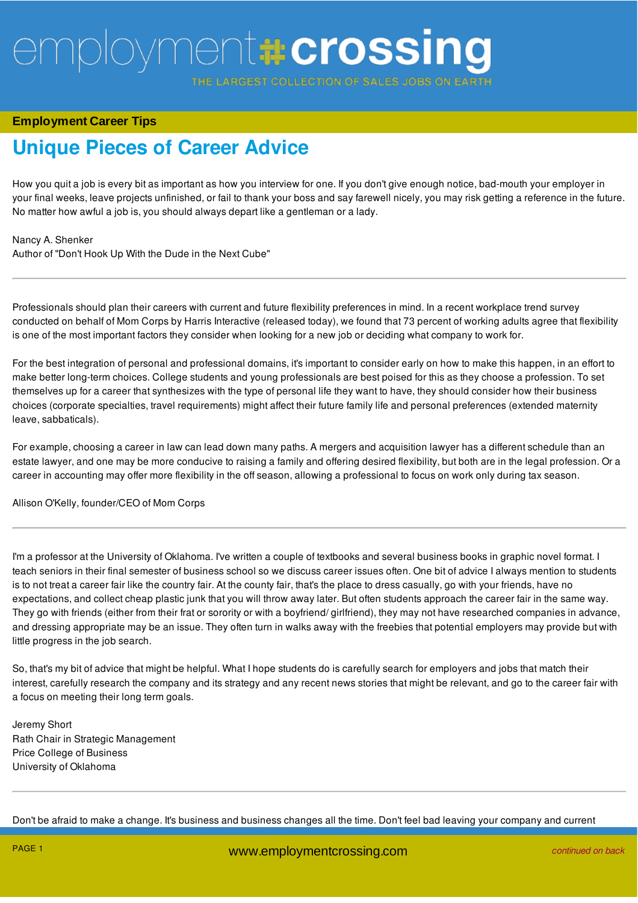**Employment Career Tips**

# Unique Pieces of Career Advice

How you quit a job is every bit as important as how you interview for one. If you don't give enough notice, bad-mouth your employer in your final weeks, leave projects unfinished, or fail to thank your boss and say farewell nicely, you may risk getting a reference in the future. No matter how awful a job is, you should always depart like a gentleman or a lady.

Nancy A. Shenker
Author of "Don't Hook Up With the Dude in the Next Cube"

---

Professionals should plan their careers with current and future flexibility preferences in mind. In a recent workplace trend survey conducted on behalf of Mom Corps by Harris Interactive (released today), we found that 73 percent of working adults agree that flexibility is one of the most important factors they consider when looking for a new job or deciding what company to work for.

For the best integration of personal and professional domains, it's important to consider early on how to make this happen, in an effort to make better long-term choices. College students and young professionals are best poised for this as they choose a profession. To set themselves up for a career that synthesizes with the type of personal life they want to have, they should consider how their business choices (corporate specialties, travel requirements) might affect their future family life and personal preferences (extended maternity leave, sabbaticals).

For example, choosing a career in law can lead down many paths. A mergers and acquisition lawyer has a different schedule than an estate lawyer, and one may be more conducive to raising a family and offering desired flexibility, but both are in the legal profession. Or a career in accounting may offer more flexibility in the off season, allowing a professional to focus on work only during tax season.

Allison O'Kelly, founder/CEO of Mom Corps

---

I'm a professor at the University of Oklahoma. I've written a couple of textbooks and several business books in graphic novel format. I teach seniors in their final semester of business school so we discuss career issues often. One bit of advice I always mention to students is to not treat a career fair like the country fair. At the county fair, that's the place to dress casually, go with your friends, have no expectations, and collect cheap plastic junk that you will throw away later. But often students approach the career fair in the same way. They go with friends (either from their frat or sorority or with a boyfriend/ girlfriend), they may not have researched companies in advance, and dressing appropriate may be an issue. They often turn in walks away with the freebies that potential employers may provide but with little progress in the job search.

So, that's my bit of advice that might be helpful. What I hope students do is carefully search for employers and jobs that match their interest, carefully research the company and its strategy and any recent news stories that might be relevant, and go to the career fair with a focus on meeting their long term goals.

Jeremy Short
Rath Chair in Strategic Management
Price College of Business
University of Oklahoma

---

Don't be afraid to make a change. It's business and business changes all the time. Don't feel bad leaving your company and current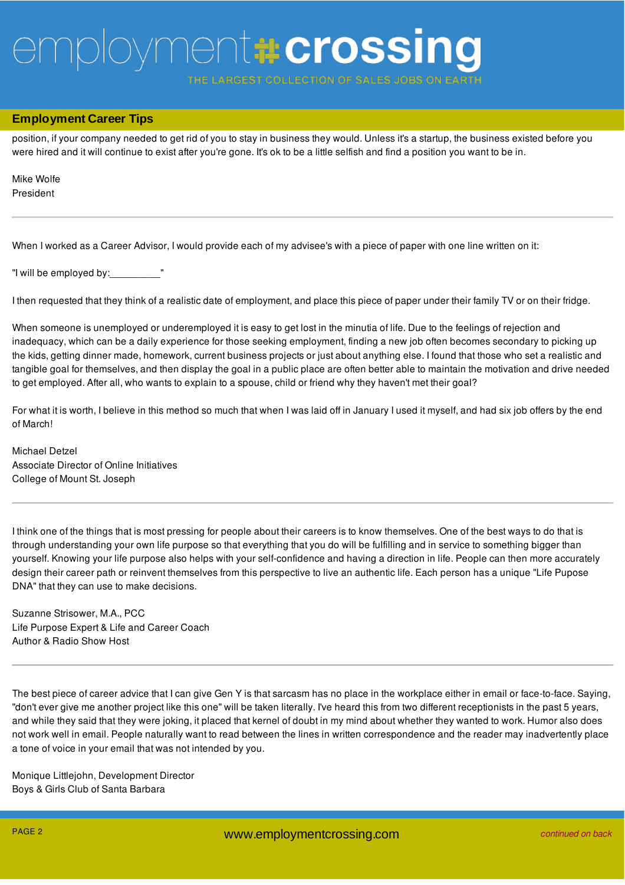## Employment Career Tips

position, if your company needed to get rid of you to stay in business they would. Unless it's a startup, the business existed before you were hired and it will continue to exist after you're gone. It's ok to be a little selfish and find a position you want to be in.

Mike Wolfe
President

---

When I worked as a Career Advisor, I would provide each of my advisee's with a piece of paper with one line written on it:

"I will be employed by:_________"

I then requested that they think of a realistic date of employment, and place this piece of paper under their family TV or on their fridge.

When someone is unemployed or underemployed it is easy to get lost in the minutia of life. Due to the feelings of rejection and inadequacy, which can be a daily experience for those seeking employment, finding a new job often becomes secondary to picking up the kids, getting dinner made, homework, current business projects or just about anything else. I found that those who set a realistic and tangible goal for themselves, and then display the goal in a public place are often better able to maintain the motivation and drive needed to get employed. After all, who wants to explain to a spouse, child or friend why they haven't met their goal?

For what it is worth, I believe in this method so much that when I was laid off in January I used it myself, and had six job offers by the end of March!

Michael Detzel
Associate Director of Online Initiatives
College of Mount St. Joseph

---

I think one of the things that is most pressing for people about their careers is to know themselves. One of the best ways to do that is through understanding your own life purpose so that everything that you do will be fulfilling and in service to something bigger than yourself. Knowing your life purpose also helps with your self-confidence and having a direction in life. People can then more accurately design their career path or reinvent themselves from this perspective to live an authentic life. Each person has a unique "Life Pupose DNA" that they can use to make decisions.

Suzanne Strisower, M.A., PCC
Life Purpose Expert & Life and Career Coach
Author & Radio Show Host

---

The best piece of career advice that I can give Gen Y is that sarcasm has no place in the workplace either in email or face-to-face. Saying, "don't ever give me another project like this one" will be taken literally. I've heard this from two different receptionists in the past 5 years, and while they said that they were joking, it placed that kernel of doubt in my mind about whether they wanted to work. Humor also does not work well in email. People naturally want to read between the lines in written correspondence and the reader may inadvertently place a tone of voice in your email that was not intended by you.

Monique Littlejohn, Development Director
Boys & Girls Club of Santa Barbara

*continued on back*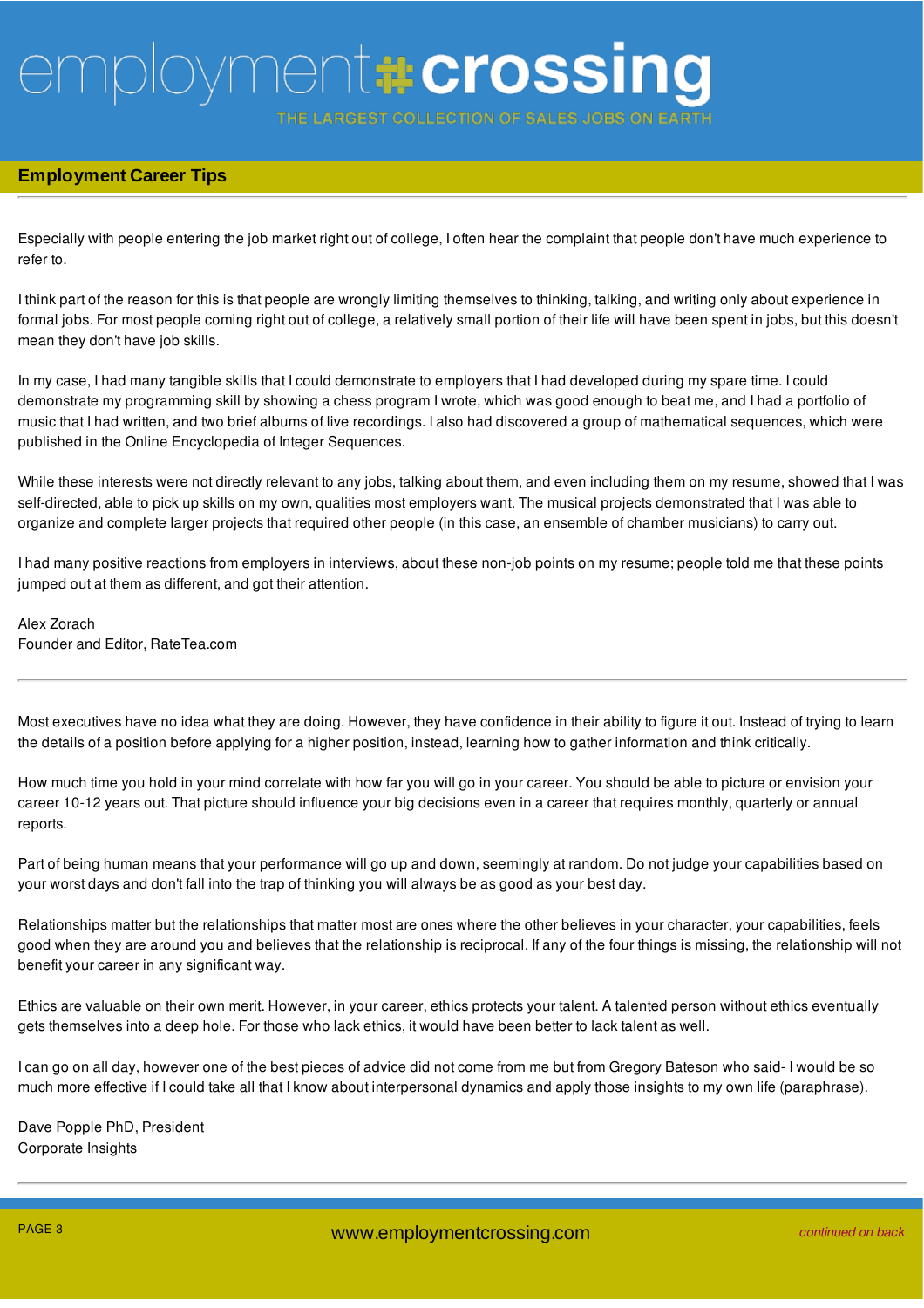## Employment Career Tips

---

Especially with people entering the job market right out of college, I often hear the complaint that people don't have much experience to refer to.

I think part of the reason for this is that people are wrongly limiting themselves to thinking, talking, and writing only about experience in formal jobs. For most people coming right out of college, a relatively small portion of their life will have been spent in jobs, but this doesn't mean they don't have job skills.

In my case, I had many tangible skills that I could demonstrate to employers that I had developed during my spare time. I could demonstrate my programming skill by showing a chess program I wrote, which was good enough to beat me, and I had a portfolio of music that I had written, and two brief albums of live recordings. I also had discovered a group of mathematical sequences, which were published in the Online Encyclopedia of Integer Sequences.

While these interests were not directly relevant to any jobs, talking about them, and even including them on my resume, showed that I was self-directed, able to pick up skills on my own, qualities most employers want. The musical projects demonstrated that I was able to organize and complete larger projects that required other people (in this case, an ensemble of chamber musicians) to carry out.

I had many positive reactions from employers in interviews, about these non-job points on my resume; people told me that these points jumped out at them as different, and got their attention.

Alex Zorach
Founder and Editor, RateTea.com

---

Most executives have no idea what they are doing. However, they have confidence in their ability to figure it out. Instead of trying to learn the details of a position before applying for a higher position, instead, learning how to gather information and think critically.

How much time you hold in your mind correlate with how far you will go in your career. You should be able to picture or envision your career 10-12 years out. That picture should influence your big decisions even in a career that requires monthly, quarterly or annual reports.

Part of being human means that your performance will go up and down, seemingly at random. Do not judge your capabilities based on your worst days and don't fall into the trap of thinking you will always be as good as your best day.

Relationships matter but the relationships that matter most are ones where the other believes in your character, your capabilities, feels good when they are around you and believes that the relationship is reciprocal. If any of the four things is missing, the relationship will not benefit your career in any significant way.

Ethics are valuable on their own merit. However, in your career, ethics protects your talent. A talented person without ethics eventually gets themselves into a deep hole. For those who lack ethics, it would have been better to lack talent as well.

I can go on all day, however one of the best pieces of advice did not come from me but from Gregory Bateson who said- I would be so much more effective if I could take all that I know about interpersonal dynamics and apply those insights to my own life (paraphrase).

Dave Popple PhD, President
Corporate Insights

---

*continued on back*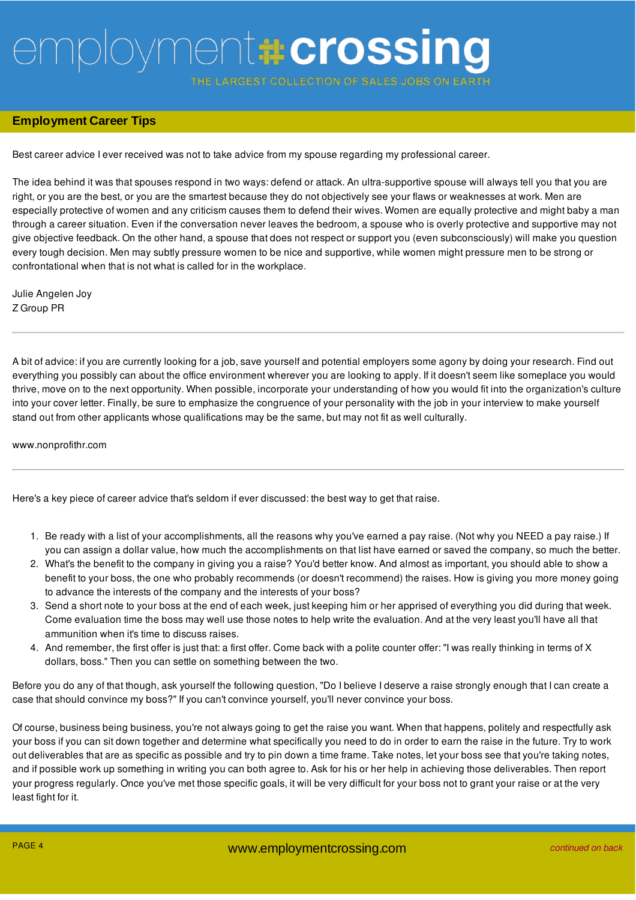## Employment Career Tips

Best career advice I ever received was not to take advice from my spouse regarding my professional career.

The idea behind it was that spouses respond in two ways: defend or attack. An ultra-supportive spouse will always tell you that you are right, or you are the best, or you are the smartest because they do not objectively see your flaws or weaknesses at work. Men are especially protective of women and any criticism causes them to defend their wives. Women are equally protective and might baby a man through a career situation. Even if the conversation never leaves the bedroom, a spouse who is overly protective and supportive may not give objective feedback. On the other hand, a spouse that does not respect or support you (even subconsciously) will make you question every tough decision. Men may subtly pressure women to be nice and supportive, while women might pressure men to be strong or confrontational when that is not what is called for in the workplace.

Julie Angelen Joy
Z Group PR

---

A bit of advice: if you are currently looking for a job, save yourself and potential employers some agony by doing your research. Find out everything you possibly can about the office environment wherever you are looking to apply. If it doesn't seem like someplace you would thrive, move on to the next opportunity. When possible, incorporate your understanding of how you would fit into the organization's culture into your cover letter. Finally, be sure to emphasize the congruence of your personality with the job in your interview to make yourself stand out from other applicants whose qualifications may be the same, but may not fit as well culturally.

www.nonprofithr.com

---

Here's a key piece of career advice that's seldom if ever discussed: the best way to get that raise.

1. Be ready with a list of your accomplishments, all the reasons why you've earned a pay raise. (Not why you NEED a pay raise.) If you can assign a dollar value, how much the accomplishments on that list have earned or saved the company, so much the better.
2. What's the benefit to the company in giving you a raise? You'd better know. And almost as important, you should able to show a benefit to your boss, the one who probably recommends (or doesn't recommend) the raises. How is giving you more money going to advance the interests of the company and the interests of your boss?
3. Send a short note to your boss at the end of each week, just keeping him or her apprised of everything you did during that week. Come evaluation time the boss may well use those notes to help write the evaluation. And at the very least you'll have all that ammunition when it's time to discuss raises.
4. And remember, the first offer is just that: a first offer. Come back with a polite counter offer: "I was really thinking in terms of X dollars, boss." Then you can settle on something between the two.

Before you do any of that though, ask yourself the following question, "Do I believe I deserve a raise strongly enough that I can create a case that should convince my boss?" If you can't convince yourself, you'll never convince your boss.

Of course, business being business, you're not always going to get the raise you want. When that happens, politely and respectfully ask your boss if you can sit down together and determine what specifically you need to do in order to earn the raise in the future. Try to work out deliverables that are as specific as possible and try to pin down a time frame. Take notes, let your boss see that you're taking notes, and if possible work up something in writing you can both agree to. Ask for his or her help in achieving those deliverables. Then report your progress regularly. Once you've met those specific goals, it will be very difficult for your boss not to grant your raise or at the very least fight for it.

*continued on back*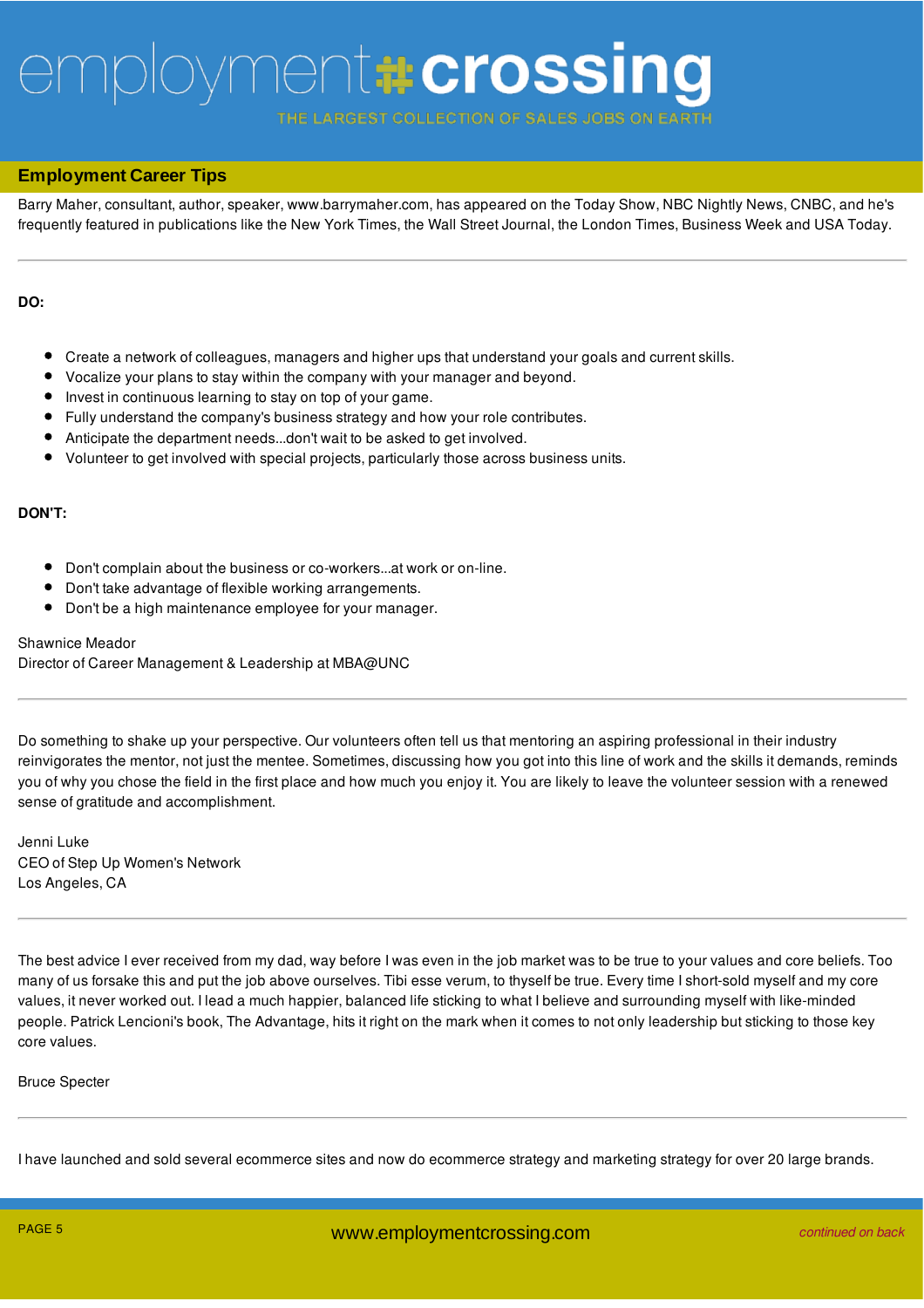## Employment Career Tips

Barry Maher, consultant, author, speaker, www.barrymaher.com, has appeared on the Today Show, NBC Nightly News, CNBC, and he's frequently featured in publications like the New York Times, the Wall Street Journal, the London Times, Business Week and USA Today.

---

**DO:**

- Create a network of colleagues, managers and higher ups that understand your goals and current skills.
- Vocalize your plans to stay within the company with your manager and beyond.
- Invest in continuous learning to stay on top of your game.
- Fully understand the company's business strategy and how your role contributes.
- Anticipate the department needs...don't wait to be asked to get involved.
- Volunteer to get involved with special projects, particularly those across business units.

**DON'T:**

- Don't complain about the business or co-workers...at work or on-line.
- Don't take advantage of flexible working arrangements.
- Don't be a high maintenance employee for your manager.

Shawnice Meador
Director of Career Management & Leadership at MBA@UNC

---

Do something to shake up your perspective. Our volunteers often tell us that mentoring an aspiring professional in their industry reinvigorates the mentor, not just the mentee. Sometimes, discussing how you got into this line of work and the skills it demands, reminds you of why you chose the field in the first place and how much you enjoy it. You are likely to leave the volunteer session with a renewed sense of gratitude and accomplishment.

Jenni Luke
CEO of Step Up Women's Network
Los Angeles, CA

---

The best advice I ever received from my dad, way before I was even in the job market was to be true to your values and core beliefs. Too many of us forsake this and put the job above ourselves. Tibi esse verum, to thyself be true. Every time I short-sold myself and my core values, it never worked out. I lead a much happier, balanced life sticking to what I believe and surrounding myself with like-minded people. Patrick Lencioni's book, The Advantage, hits it right on the mark when it comes to not only leadership but sticking to those key core values.

Bruce Specter

---

I have launched and sold several ecommerce sites and now do ecommerce strategy and marketing strategy for over 20 large brands.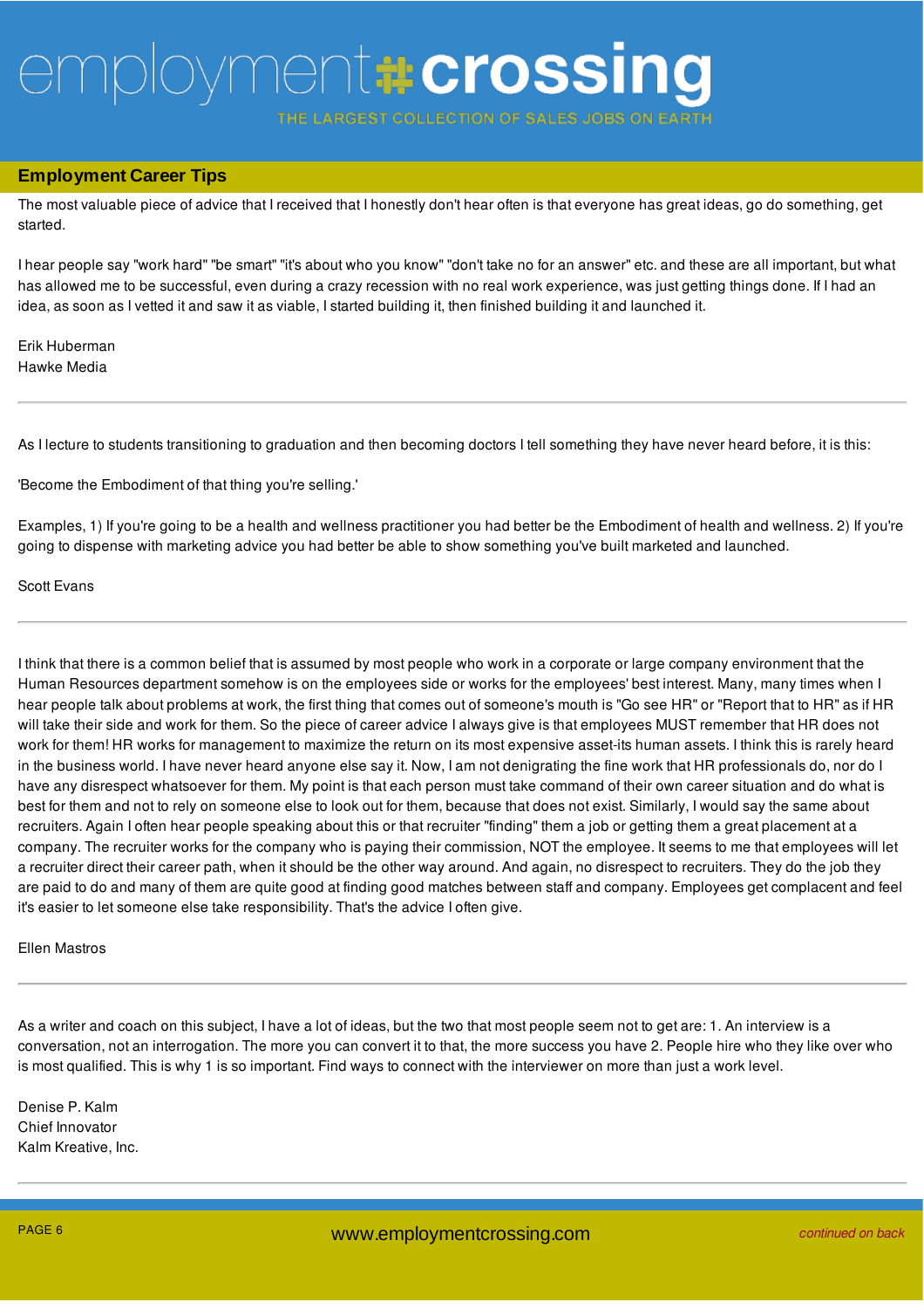## Employment Career Tips

The most valuable piece of advice that I received that I honestly don't hear often is that everyone has great ideas, go do something, get started.

I hear people say "work hard" "be smart" "it's about who you know" "don't take no for an answer" etc. and these are all important, but what has allowed me to be successful, even during a crazy recession with no real work experience, was just getting things done. If I had an idea, as soon as I vetted it and saw it as viable, I started building it, then finished building it and launched it.

Erik Huberman
Hawke Media

---

As I lecture to students transitioning to graduation and then becoming doctors I tell something they have never heard before, it is this:

'Become the Embodiment of that thing you're selling.'

Examples, 1) If you're going to be a health and wellness practitioner you had better be the Embodiment of health and wellness. 2) If you're going to dispense with marketing advice you had better be able to show something you've built marketed and launched.

Scott Evans

---

I think that there is a common belief that is assumed by most people who work in a corporate or large company environment that the Human Resources department somehow is on the employees side or works for the employees' best interest. Many, many times when I hear people talk about problems at work, the first thing that comes out of someone's mouth is "Go see HR" or "Report that to HR" as if HR will take their side and work for them. So the piece of career advice I always give is that employees MUST remember that HR does not work for them! HR works for management to maximize the return on its most expensive asset-its human assets. I think this is rarely heard in the business world. I have never heard anyone else say it. Now, I am not denigrating the fine work that HR professionals do, nor do I have any disrespect whatsoever for them. My point is that each person must take command of their own career situation and do what is best for them and not to rely on someone else to look out for them, because that does not exist. Similarly, I would say the same about recruiters. Again I often hear people speaking about this or that recruiter "finding" them a job or getting them a great placement at a company. The recruiter works for the company who is paying their commission, NOT the employee. It seems to me that employees will let a recruiter direct their career path, when it should be the other way around. And again, no disrespect to recruiters. They do the job they are paid to do and many of them are quite good at finding good matches between staff and company. Employees get complacent and feel it's easier to let someone else take responsibility. That's the advice I often give.

Ellen Mastros

---

As a writer and coach on this subject, I have a lot of ideas, but the two that most people seem not to get are: 1. An interview is a conversation, not an interrogation. The more you can convert it to that, the more success you have 2. People hire who they like over who is most qualified. This is why 1 is so important. Find ways to connect with the interviewer on more than just a work level.

Denise P. Kalm
Chief Innovator
Kalm Kreative, Inc.

---

*continued on back*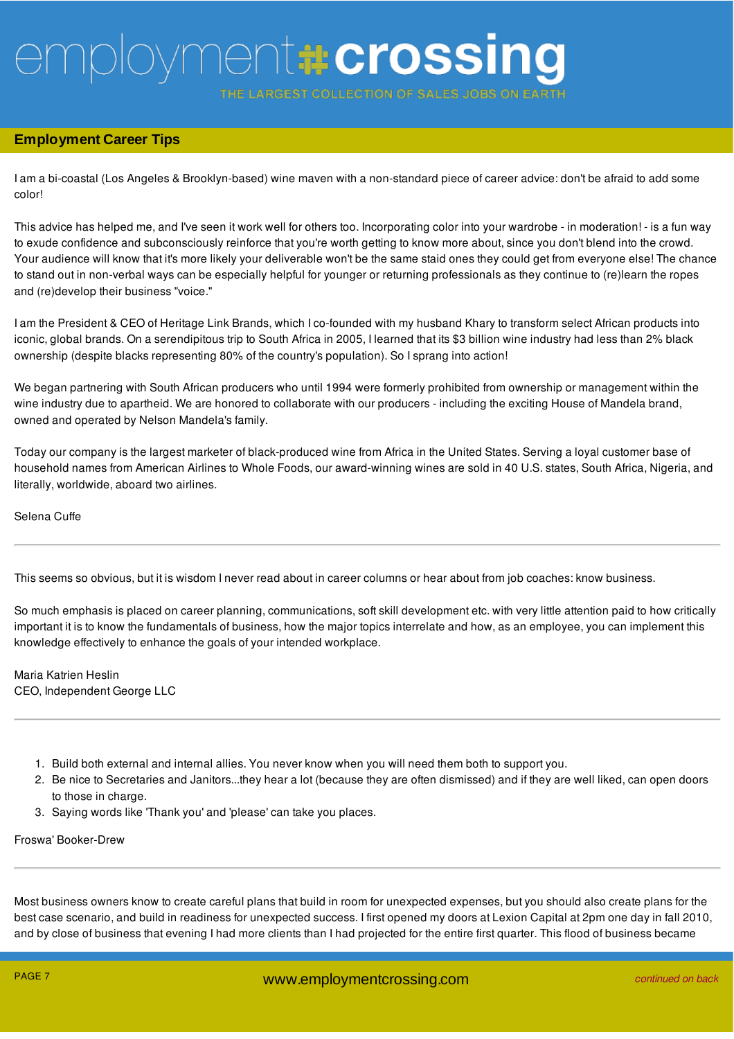## Employment Career Tips

I am a bi-coastal (Los Angeles & Brooklyn-based) wine maven with a non-standard piece of career advice: don't be afraid to add some color!

This advice has helped me, and I've seen it work well for others too. Incorporating color into your wardrobe - in moderation! - is a fun way to exude confidence and subconsciously reinforce that you're worth getting to know more about, since you don't blend into the crowd. Your audience will know that it's more likely your deliverable won't be the same staid ones they could get from everyone else! The chance to stand out in non-verbal ways can be especially helpful for younger or returning professionals as they continue to (re)learn the ropes and (re)develop their business "voice."

I am the President & CEO of Heritage Link Brands, which I co-founded with my husband Khary to transform select African products into iconic, global brands. On a serendipitous trip to South Africa in 2005, I learned that its $3 billion wine industry had less than 2% black ownership (despite blacks representing 80% of the country's population). So I sprang into action!

We began partnering with South African producers who until 1994 were formerly prohibited from ownership or management within the wine industry due to apartheid. We are honored to collaborate with our producers - including the exciting House of Mandela brand, owned and operated by Nelson Mandela's family.

Today our company is the largest marketer of black-produced wine from Africa in the United States. Serving a loyal customer base of household names from American Airlines to Whole Foods, our award-winning wines are sold in 40 U.S. states, South Africa, Nigeria, and literally, worldwide, aboard two airlines.

Selena Cuffe

---

This seems so obvious, but it is wisdom I never read about in career columns or hear about from job coaches: know business.

So much emphasis is placed on career planning, communications, soft skill development etc. with very little attention paid to how critically important it is to know the fundamentals of business, how the major topics interrelate and how, as an employee, you can implement this knowledge effectively to enhance the goals of your intended workplace.

Maria Katrien Heslin
CEO, Independent George LLC

---

1. Build both external and internal allies. You never know when you will need them both to support you.
2. Be nice to Secretaries and Janitors...they hear a lot (because they are often dismissed) and if they are well liked, can open doors to those in charge.
3. Saying words like 'Thank you' and 'please' can take you places.

Froswa' Booker-Drew

---

Most business owners know to create careful plans that build in room for unexpected expenses, but you should also create plans for the best case scenario, and build in readiness for unexpected success. I first opened my doors at Lexion Capital at 2pm one day in fall 2010, and by close of business that evening I had more clients than I had projected for the entire first quarter. This flood of business became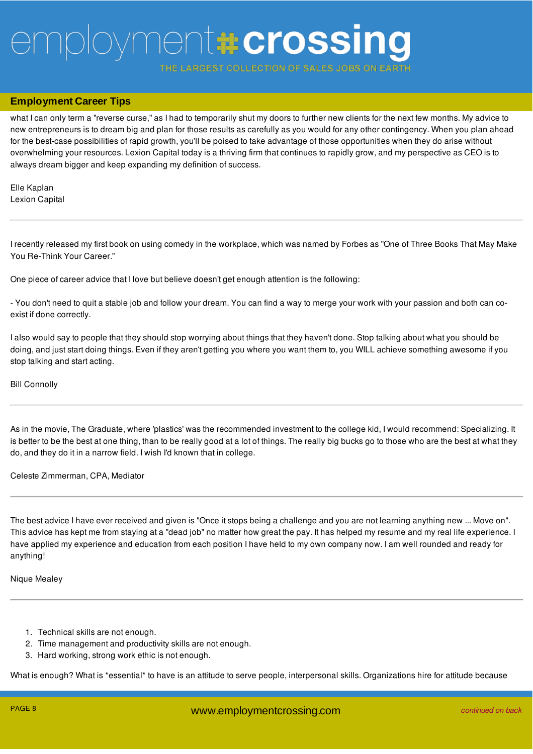what I can only term a "reverse curse," as I had to temporarily shut my doors to further new clients for the next few months. My advice to new entrepreneurs is to dream big and plan for those results as carefully as you would for any other contingency. When you plan ahead for the best-case possibilities of rapid growth, you'll be poised to take advantage of those opportunities when they do arise without overwhelming your resources. Lexion Capital today is a thriving firm that continues to rapidly grow, and my perspective as CEO is to always dream bigger and keep expanding my definition of success.

Elle Kaplan
Lexion Capital

---

I recently released my first book on using comedy in the workplace, which was named by Forbes as "One of Three Books That May Make You Re-Think Your Career."

One piece of career advice that I love but believe doesn't get enough attention is the following:

- You don't need to quit a stable job and follow your dream. You can find a way to merge your work with your passion and both can co-exist if done correctly.

I also would say to people that they should stop worrying about things that they haven't done. Stop talking about what you should be doing, and just start doing things. Even if they aren't getting you where you want them to, you WILL achieve something awesome if you stop talking and start acting.

Bill Connolly

---

As in the movie, The Graduate, where 'plastics' was the recommended investment to the college kid, I would recommend: Specializing. It is better to be the best at one thing, than to be really good at a lot of things. The really big bucks go to those who are the best at what they do, and they do it in a narrow field. I wish I'd known that in college.

Celeste Zimmerman, CPA, Mediator

---

The best advice I have ever received and given is "Once it stops being a challenge and you are not learning anything new ... Move on". This advice has kept me from staying at a "dead job" no matter how great the pay. It has helped my resume and my real life experience. I have applied my experience and education from each position I have held to my own company now. I am well rounded and ready for anything!

Nique Mealey

---

1. Technical skills are not enough.
2. Time management and productivity skills are not enough.
3. Hard working, strong work ethic is not enough.

What is enough? What is *essential* to have is an attitude to serve people, interpersonal skills. Organizations hire for attitude because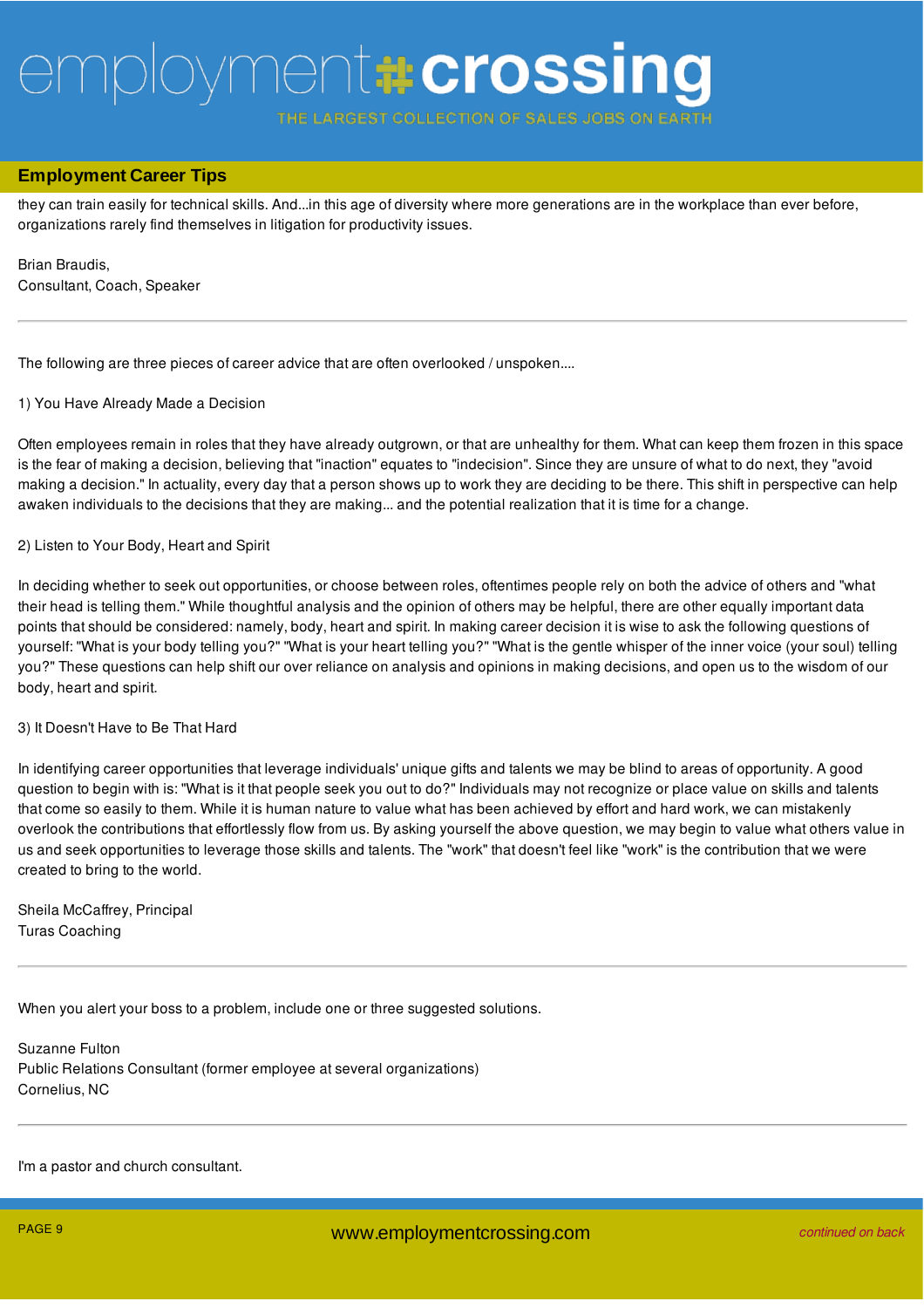they can train easily for technical skills. And...in this age of diversity where more generations are in the workplace than ever before, organizations rarely find themselves in litigation for productivity issues.

Brian Braudis,
Consultant, Coach, Speaker

---

The following are three pieces of career advice that are often overlooked / unspoken....

1) You Have Already Made a Decision

Often employees remain in roles that they have already outgrown, or that are unhealthy for them. What can keep them frozen in this space is the fear of making a decision, believing that "inaction" equates to "indecision". Since they are unsure of what to do next, they "avoid making a decision." In actuality, every day that a person shows up to work they are deciding to be there. This shift in perspective can help awaken individuals to the decisions that they are making... and the potential realization that it is time for a change.

2) Listen to Your Body, Heart and Spirit

In deciding whether to seek out opportunities, or choose between roles, oftentimes people rely on both the advice of others and "what their head is telling them." While thoughtful analysis and the opinion of others may be helpful, there are other equally important data points that should be considered: namely, body, heart and spirit. In making career decision it is wise to ask the following questions of yourself: "What is your body telling you?" "What is your heart telling you?" "What is the gentle whisper of the inner voice (your soul) telling you?" These questions can help shift our over reliance on analysis and opinions in making decisions, and open us to the wisdom of our body, heart and spirit.

3) It Doesn't Have to Be That Hard

In identifying career opportunities that leverage individuals' unique gifts and talents we may be blind to areas of opportunity. A good question to begin with is: "What is it that people seek you out to do?" Individuals may not recognize or place value on skills and talents that come so easily to them. While it is human nature to value what has been achieved by effort and hard work, we can mistakenly overlook the contributions that effortlessly flow from us. By asking yourself the above question, we may begin to value what others value in us and seek opportunities to leverage those skills and talents. The "work" that doesn't feel like "work" is the contribution that we were created to bring to the world.

Sheila McCaffrey, Principal
Turas Coaching

---

When you alert your boss to a problem, include one or three suggested solutions.

Suzanne Fulton
Public Relations Consultant (former employee at several organizations)
Cornelius, NC

---

I'm a pastor and church consultant.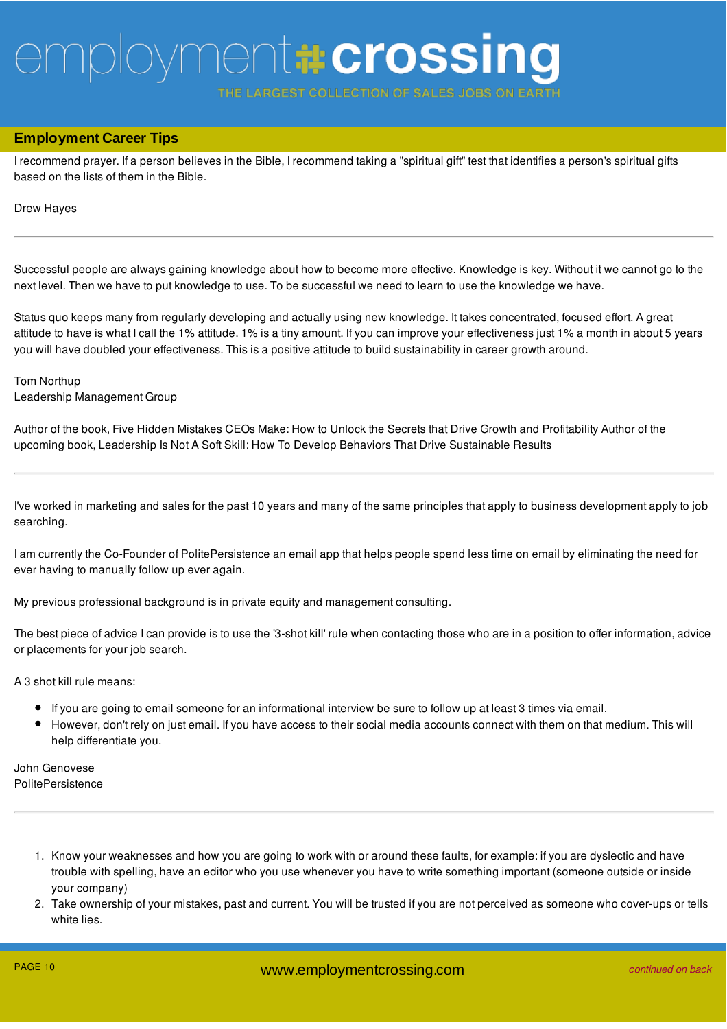## Employment Career Tips

I recommend prayer. If a person believes in the Bible, I recommend taking a "spiritual gift" test that identifies a person's spiritual gifts based on the lists of them in the Bible.

Drew Hayes

---

Successful people are always gaining knowledge about how to become more effective. Knowledge is key. Without it we cannot go to the next level. Then we have to put knowledge to use. To be successful we need to learn to use the knowledge we have.

Status quo keeps many from regularly developing and actually using new knowledge. It takes concentrated, focused effort. A great attitude to have is what I call the 1% attitude. 1% is a tiny amount. If you can improve your effectiveness just 1% a month in about 5 years you will have doubled your effectiveness. This is a positive attitude to build sustainability in career growth around.

Tom Northup
Leadership Management Group

Author of the book, Five Hidden Mistakes CEOs Make: How to Unlock the Secrets that Drive Growth and Profitability Author of the upcoming book, Leadership Is Not A Soft Skill: How To Develop Behaviors That Drive Sustainable Results

---

I've worked in marketing and sales for the past 10 years and many of the same principles that apply to business development apply to job searching.

I am currently the Co-Founder of PolitePersistence an email app that helps people spend less time on email by eliminating the need for ever having to manually follow up ever again.

My previous professional background is in private equity and management consulting.

The best piece of advice I can provide is to use the '3-shot kill' rule when contacting those who are in a position to offer information, advice or placements for your job search.

A 3 shot kill rule means:

- If you are going to email someone for an informational interview be sure to follow up at least 3 times via email.
- However, don't rely on just email. If you have access to their social media accounts connect with them on that medium. This will help differentiate you.

John Genovese
PolitePersistence

---

1. Know your weaknesses and how you are going to work with or around these faults, for example: if you are dyslectic and have trouble with spelling, have an editor who you use whenever you have to write something important (someone outside or inside your company)
2. Take ownership of your mistakes, past and current. You will be trusted if you are not perceived as someone who cover-ups or tells white lies.

*continued on back*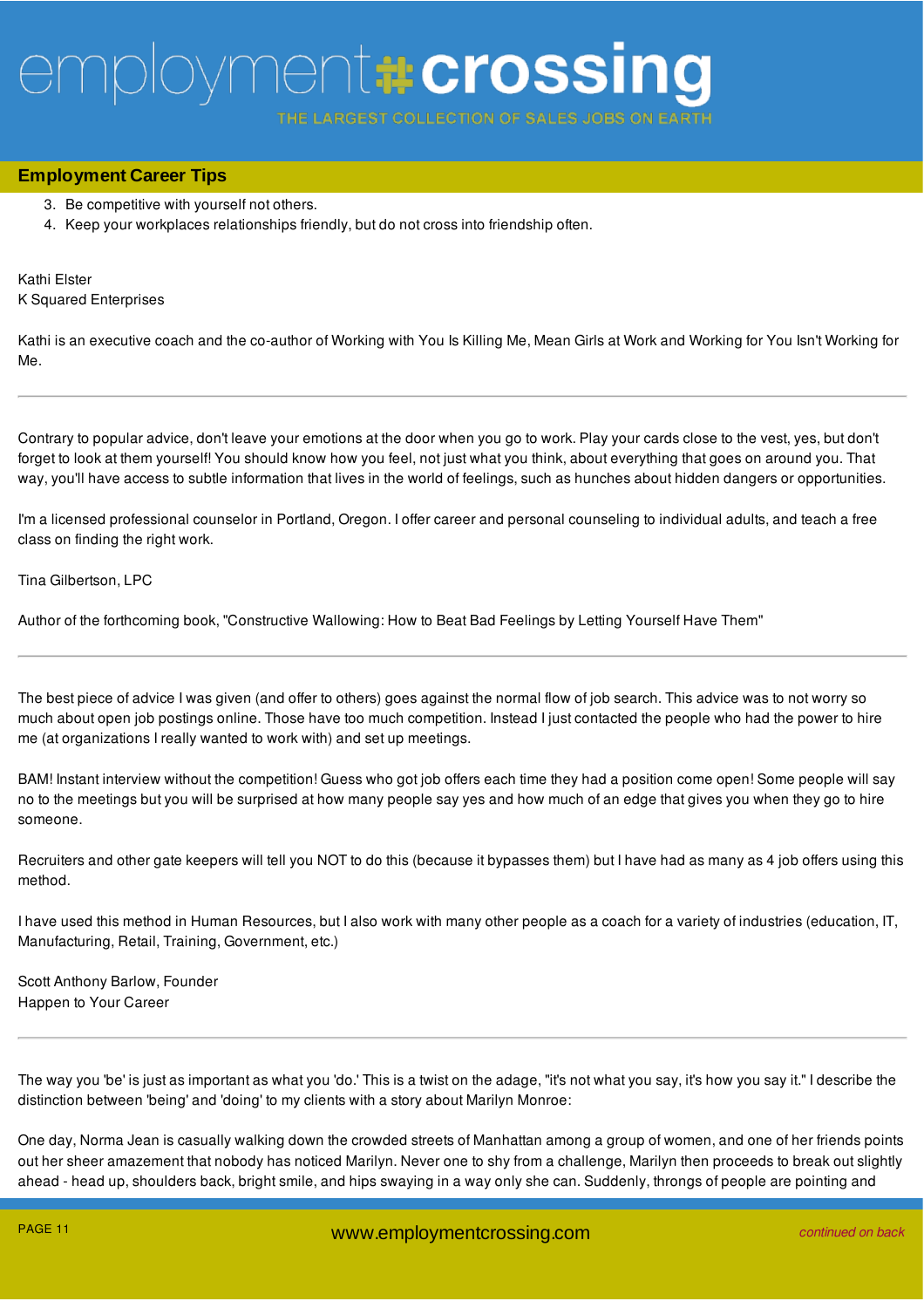3. Be competitive with yourself not others.
4. Keep your workplaces relationships friendly, but do not cross into friendship often.

Kathi Elster
K Squared Enterprises

Kathi is an executive coach and the co-author of Working with You Is Killing Me, Mean Girls at Work and Working for You Isn't Working for Me.

---

Contrary to popular advice, don't leave your emotions at the door when you go to work. Play your cards close to the vest, yes, but don't forget to look at them yourself! You should know how you feel, not just what you think, about everything that goes on around you. That way, you'll have access to subtle information that lives in the world of feelings, such as hunches about hidden dangers or opportunities.

I'm a licensed professional counselor in Portland, Oregon. I offer career and personal counseling to individual adults, and teach a free class on finding the right work.

Tina Gilbertson, LPC

Author of the forthcoming book, "Constructive Wallowing: How to Beat Bad Feelings by Letting Yourself Have Them"

---

The best piece of advice I was given (and offer to others) goes against the normal flow of job search. This advice was to not worry so much about open job postings online. Those have too much competition. Instead I just contacted the people who had the power to hire me (at organizations I really wanted to work with) and set up meetings.

BAM! Instant interview without the competition! Guess who got job offers each time they had a position come open! Some people will say no to the meetings but you will be surprised at how many people say yes and how much of an edge that gives you when they go to hire someone.

Recruiters and other gate keepers will tell you NOT to do this (because it bypasses them) but I have had as many as 4 job offers using this method.

I have used this method in Human Resources, but I also work with many other people as a coach for a variety of industries (education, IT, Manufacturing, Retail, Training, Government, etc.)

Scott Anthony Barlow, Founder
Happen to Your Career

---

The way you 'be' is just as important as what you 'do.' This is a twist on the adage, "it's not what you say, it's how you say it." I describe the distinction between 'being' and 'doing' to my clients with a story about Marilyn Monroe:

One day, Norma Jean is casually walking down the crowded streets of Manhattan among a group of women, and one of her friends points out her sheer amazement that nobody has noticed Marilyn. Never one to shy from a challenge, Marilyn then proceeds to break out slightly ahead - head up, shoulders back, bright smile, and hips swaying in a way only she can. Suddenly, throngs of people are pointing and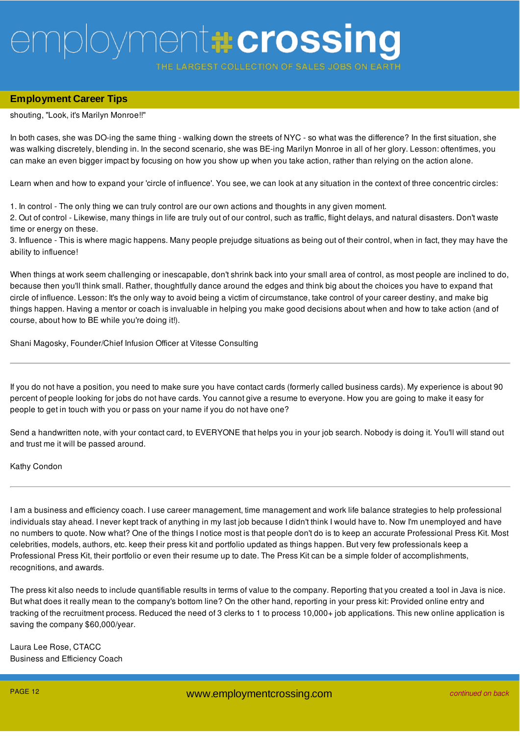shouting, "Look, it's Marilyn Monroe!!"

In both cases, she was DO-ing the same thing - walking down the streets of NYC - so what was the difference? In the first situation, she was walking discretely, blending in. In the second scenario, she was BE-ing Marilyn Monroe in all of her glory. Lesson: oftentimes, you can make an even bigger impact by focusing on how you show up when you take action, rather than relying on the action alone.

Learn when and how to expand your 'circle of influence'. You see, we can look at any situation in the context of three concentric circles:

1. In control - The only thing we can truly control are our own actions and thoughts in any given moment.
2. Out of control - Likewise, many things in life are truly out of our control, such as traffic, flight delays, and natural disasters. Don't waste time or energy on these.
3. Influence - This is where magic happens. Many people prejudge situations as being out of their control, when in fact, they may have the ability to influence!

When things at work seem challenging or inescapable, don't shrink back into your small area of control, as most people are inclined to do, because then you'll think small. Rather, thoughtfully dance around the edges and think big about the choices you have to expand that circle of influence. Lesson: It's the only way to avoid being a victim of circumstance, take control of your career destiny, and make big things happen. Having a mentor or coach is invaluable in helping you make good decisions about when and how to take action (and of course, about how to BE while you're doing it!).

Shani Magosky, Founder/Chief Infusion Officer at Vitesse Consulting

---

If you do not have a position, you need to make sure you have contact cards (formerly called business cards). My experience is about 90 percent of people looking for jobs do not have cards. You cannot give a resume to everyone. How you are going to make it easy for people to get in touch with you or pass on your name if you do not have one?

Send a handwritten note, with your contact card, to EVERYONE that helps you in your job search. Nobody is doing it. You'll will stand out and trust me it will be passed around.

Kathy Condon

---

I am a business and efficiency coach. I use career management, time management and work life balance strategies to help professional individuals stay ahead. I never kept track of anything in my last job because I didn't think I would have to. Now I'm unemployed and have no numbers to quote. Now what? One of the things I notice most is that people don't do is to keep an accurate Professional Press Kit. Most celebrities, models, authors, etc. keep their press kit and portfolio updated as things happen. But very few professionals keep a Professional Press Kit, their portfolio or even their resume up to date. The Press Kit can be a simple folder of accomplishments, recognitions, and awards.

The press kit also needs to include quantifiable results in terms of value to the company. Reporting that you created a tool in Java is nice. But what does it really mean to the company's bottom line? On the other hand, reporting in your press kit: Provided online entry and tracking of the recruitment process. Reduced the need of 3 clerks to 1 to process 10,000+ job applications. This new online application is saving the company $60,000/year.

Laura Lee Rose, CTACC
Business and Efficiency Coach

*continued on back*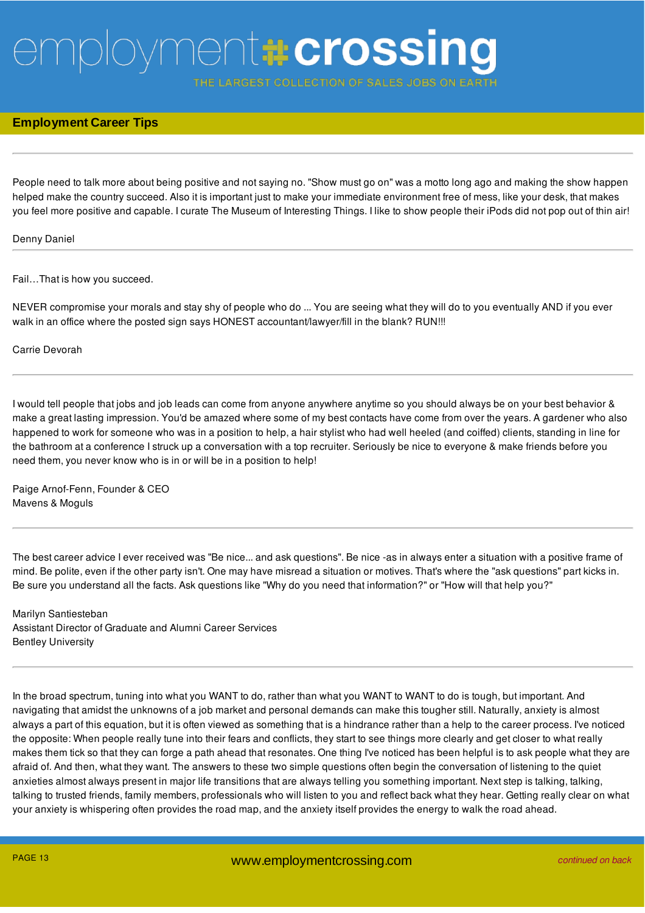## Employment Career Tips

---

People need to talk more about being positive and not saying no. "Show must go on" was a motto long ago and making the show happen helped make the country succeed. Also it is important just to make your immediate environment free of mess, like your desk, that makes you feel more positive and capable. I curate The Museum of Interesting Things. I like to show people their iPods did not pop out of thin air!

Denny Daniel

---

Fail…That is how you succeed.

NEVER compromise your morals and stay shy of people who do ... You are seeing what they will do to you eventually AND if you ever walk in an office where the posted sign says HONEST accountant/lawyer/fill in the blank? RUN!!!

Carrie Devorah

---

I would tell people that jobs and job leads can come from anyone anywhere anytime so you should always be on your best behavior & make a great lasting impression. You'd be amazed where some of my best contacts have come from over the years. A gardener who also happened to work for someone who was in a position to help, a hair stylist who had well heeled (and coiffed) clients, standing in line for the bathroom at a conference I struck up a conversation with a top recruiter. Seriously be nice to everyone & make friends before you need them, you never know who is in or will be in a position to help!

Paige Arnof-Fenn, Founder & CEO
Mavens & Moguls

---

The best career advice I ever received was "Be nice... and ask questions". Be nice -as in always enter a situation with a positive frame of mind. Be polite, even if the other party isn't. One may have misread a situation or motives. That's where the "ask questions" part kicks in. Be sure you understand all the facts. Ask questions like "Why do you need that information?" or "How will that help you?"

Marilyn Santiesteban
Assistant Director of Graduate and Alumni Career Services
Bentley University

---

In the broad spectrum, tuning into what you WANT to do, rather than what you WANT to WANT to do is tough, but important. And navigating that amidst the unknowns of a job market and personal demands can make this tougher still. Naturally, anxiety is almost always a part of this equation, but it is often viewed as something that is a hindrance rather than a help to the career process. I've noticed the opposite: When people really tune into their fears and conflicts, they start to see things more clearly and get closer to what really makes them tick so that they can forge a path ahead that resonates. One thing I've noticed has been helpful is to ask people what they are afraid of. And then, what they want. The answers to these two simple questions often begin the conversation of listening to the quiet anxieties almost always present in major life transitions that are always telling you something important. Next step is talking, talking, talking to trusted friends, family members, professionals who will listen to you and reflect back what they hear. Getting really clear on what your anxiety is whispering often provides the road map, and the anxiety itself provides the energy to walk the road ahead.

*continued on back*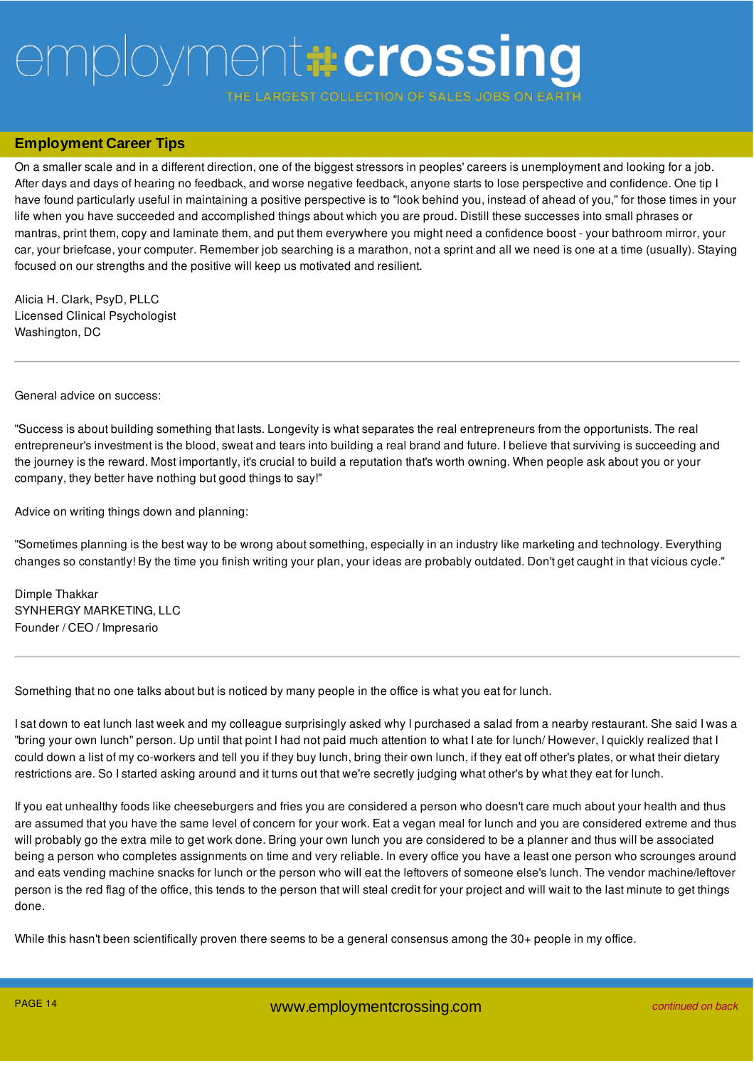## Employment Career Tips

On a smaller scale and in a different direction, one of the biggest stressors in peoples' careers is unemployment and looking for a job. After days and days of hearing no feedback, and worse negative feedback, anyone starts to lose perspective and confidence. One tip I have found particularly useful in maintaining a positive perspective is to "look behind you, instead of ahead of you," for those times in your life when you have succeeded and accomplished things about which you are proud. Distill these successes into small phrases or mantras, print them, copy and laminate them, and put them everywhere you might need a confidence boost - your bathroom mirror, your car, your briefcase, your computer. Remember job searching is a marathon, not a sprint and all we need is one at a time (usually). Staying focused on our strengths and the positive will keep us motivated and resilient.

Alicia H. Clark, PsyD, PLLC
Licensed Clinical Psychologist
Washington, DC

---

General advice on success:

"Success is about building something that lasts. Longevity is what separates the real entrepreneurs from the opportunists. The real entrepreneur's investment is the blood, sweat and tears into building a real brand and future. I believe that surviving is succeeding and the journey is the reward. Most importantly, it's crucial to build a reputation that's worth owning. When people ask about you or your company, they better have nothing but good things to say!"

Advice on writing things down and planning:

"Sometimes planning is the best way to be wrong about something, especially in an industry like marketing and technology. Everything changes so constantly! By the time you finish writing your plan, your ideas are probably outdated. Don't get caught in that vicious cycle."

Dimple Thakkar
SYNHERGY MARKETING, LLC
Founder / CEO / Impresario

---

Something that no one talks about but is noticed by many people in the office is what you eat for lunch.

I sat down to eat lunch last week and my colleague surprisingly asked why I purchased a salad from a nearby restaurant. She said I was a "bring your own lunch" person. Up until that point I had not paid much attention to what I ate for lunch/ However, I quickly realized that I could down a list of my co-workers and tell you if they buy lunch, bring their own lunch, if they eat off other's plates, or what their dietary restrictions are. So I started asking around and it turns out that we're secretly judging what other's by what they eat for lunch.

If you eat unhealthy foods like cheeseburgers and fries you are considered a person who doesn't care much about your health and thus are assumed that you have the same level of concern for your work. Eat a vegan meal for lunch and you are considered extreme and thus will probably go the extra mile to get work done. Bring your own lunch you are considered to be a planner and thus will be associated being a person who completes assignments on time and very reliable. In every office you have a least one person who scrounges around and eats vending machine snacks for lunch or the person who will eat the leftovers of someone else's lunch. The vendor machine/leftover person is the red flag of the office, this tends to the person that will steal credit for your project and will wait to the last minute to get things done.

While this hasn't been scientifically proven there seems to be a general consensus among the 30+ people in my office.

*continued on back*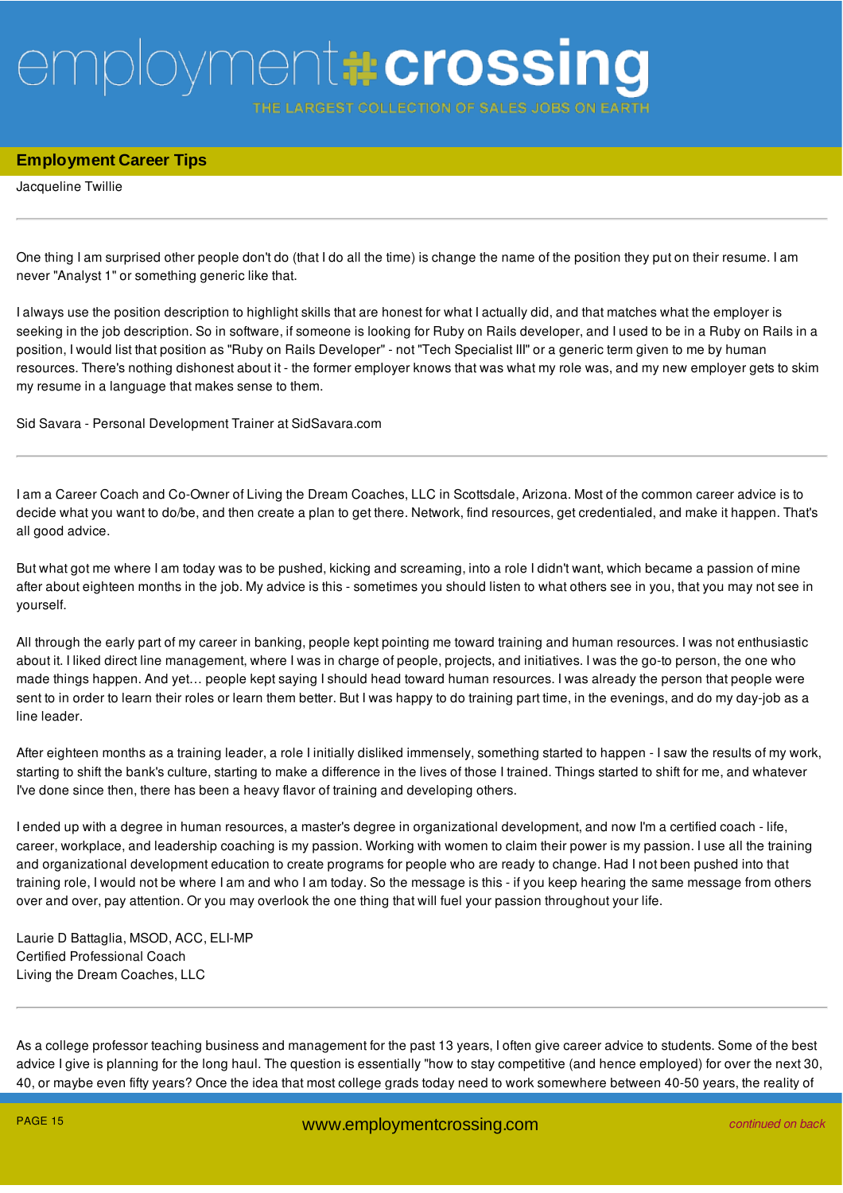## Employment Career Tips

Jacqueline Twillie

---

One thing I am surprised other people don't do (that I do all the time) is change the name of the position they put on their resume. I am never "Analyst 1" or something generic like that.

I always use the position description to highlight skills that are honest for what I actually did, and that matches what the employer is seeking in the job description. So in software, if someone is looking for Ruby on Rails developer, and I used to be in a Ruby on Rails in a position, I would list that position as "Ruby on Rails Developer" - not "Tech Specialist III" or a generic term given to me by human resources. There's nothing dishonest about it - the former employer knows that was what my role was, and my new employer gets to skim my resume in a language that makes sense to them.

Sid Savara - Personal Development Trainer at SidSavara.com

---

I am a Career Coach and Co-Owner of Living the Dream Coaches, LLC in Scottsdale, Arizona. Most of the common career advice is to decide what you want to do/be, and then create a plan to get there. Network, find resources, get credentialed, and make it happen. That's all good advice.

But what got me where I am today was to be pushed, kicking and screaming, into a role I didn't want, which became a passion of mine after about eighteen months in the job. My advice is this - sometimes you should listen to what others see in you, that you may not see in yourself.

All through the early part of my career in banking, people kept pointing me toward training and human resources. I was not enthusiastic about it. I liked direct line management, where I was in charge of people, projects, and initiatives. I was the go-to person, the one who made things happen. And yet… people kept saying I should head toward human resources. I was already the person that people were sent to in order to learn their roles or learn them better. But I was happy to do training part time, in the evenings, and do my day-job as a line leader.

After eighteen months as a training leader, a role I initially disliked immensely, something started to happen - I saw the results of my work, starting to shift the bank's culture, starting to make a difference in the lives of those I trained. Things started to shift for me, and whatever I've done since then, there has been a heavy flavor of training and developing others.

I ended up with a degree in human resources, a master's degree in organizational development, and now I'm a certified coach - life, career, workplace, and leadership coaching is my passion. Working with women to claim their power is my passion. I use all the training and organizational development education to create programs for people who are ready to change. Had I not been pushed into that training role, I would not be where I am and who I am today. So the message is this - if you keep hearing the same message from others over and over, pay attention. Or you may overlook the one thing that will fuel your passion throughout your life.

Laurie D Battaglia, MSOD, ACC, ELI-MP  
Certified Professional Coach  
Living the Dream Coaches, LLC

---

As a college professor teaching business and management for the past 13 years, I often give career advice to students. Some of the best advice I give is planning for the long haul. The question is essentially "how to stay competitive (and hence employed) for over the next 30, 40, or maybe even fifty years? Once the idea that most college grads today need to work somewhere between 40-50 years, the reality of

*continued on back*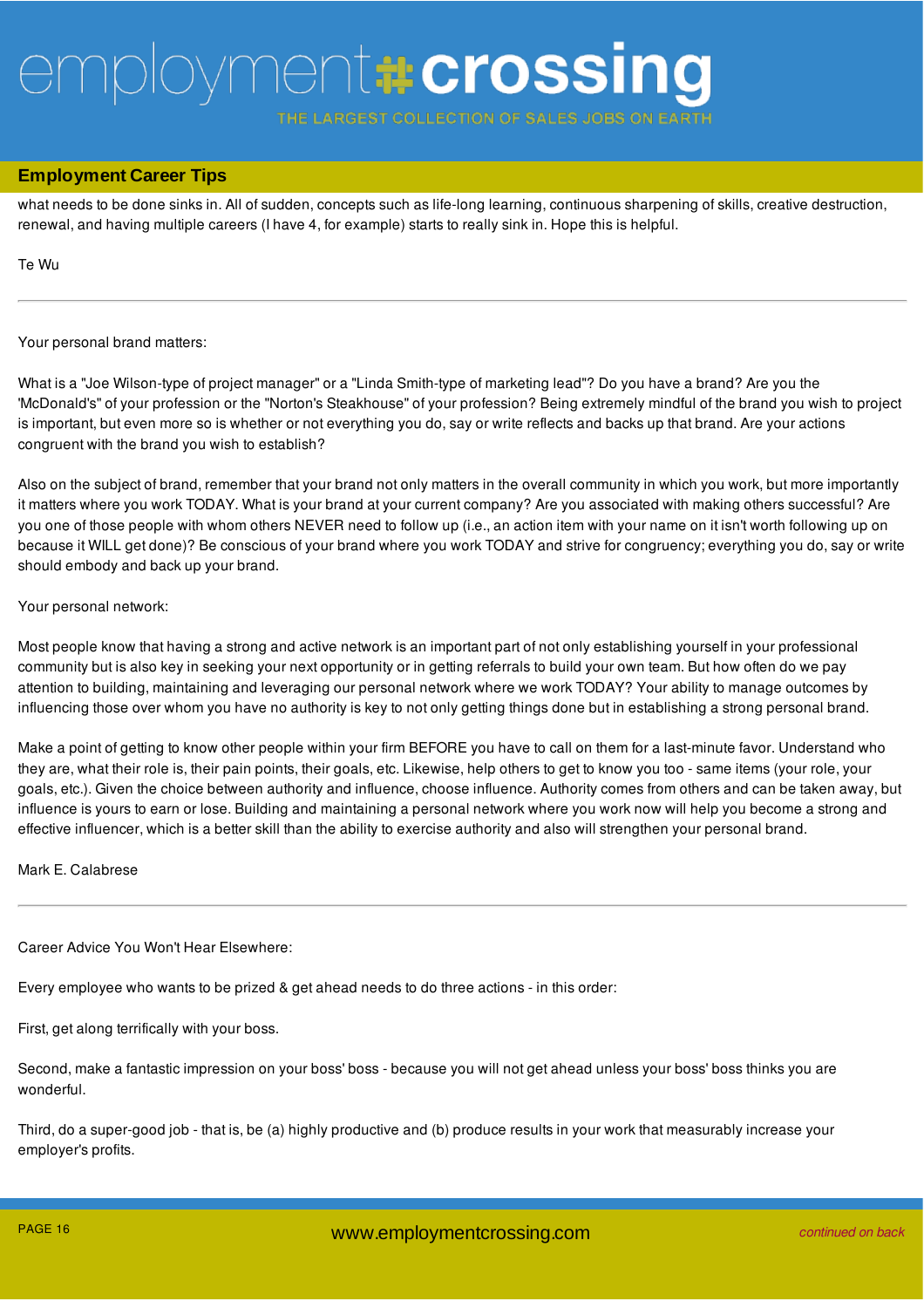what needs to be done sinks in. All of sudden, concepts such as life-long learning, continuous sharpening of skills, creative destruction, renewal, and having multiple careers (I have 4, for example) starts to really sink in. Hope this is helpful.

Te Wu

---

Your personal brand matters:

What is a "Joe Wilson-type of project manager" or a "Linda Smith-type of marketing lead"? Do you have a brand? Are you the 'McDonald's" of your profession or the "Norton's Steakhouse" of your profession? Being extremely mindful of the brand you wish to project is important, but even more so is whether or not everything you do, say or write reflects and backs up that brand. Are your actions congruent with the brand you wish to establish?

Also on the subject of brand, remember that your brand not only matters in the overall community in which you work, but more importantly it matters where you work TODAY. What is your brand at your current company? Are you associated with making others successful? Are you one of those people with whom others NEVER need to follow up (i.e., an action item with your name on it isn't worth following up on because it WILL get done)? Be conscious of your brand where you work TODAY and strive for congruency; everything you do, say or write should embody and back up your brand.

Your personal network:

Most people know that having a strong and active network is an important part of not only establishing yourself in your professional community but is also key in seeking your next opportunity or in getting referrals to build your own team. But how often do we pay attention to building, maintaining and leveraging our personal network where we work TODAY? Your ability to manage outcomes by influencing those over whom you have no authority is key to not only getting things done but in establishing a strong personal brand.

Make a point of getting to know other people within your firm BEFORE you have to call on them for a last-minute favor. Understand who they are, what their role is, their pain points, their goals, etc. Likewise, help others to get to know you too - same items (your role, your goals, etc.). Given the choice between authority and influence, choose influence. Authority comes from others and can be taken away, but influence is yours to earn or lose. Building and maintaining a personal network where you work now will help you become a strong and effective influencer, which is a better skill than the ability to exercise authority and also will strengthen your personal brand.

Mark E. Calabrese

---

Career Advice You Won't Hear Elsewhere:

Every employee who wants to be prized & get ahead needs to do three actions - in this order:

First, get along terrifically with your boss.

Second, make a fantastic impression on your boss' boss - because you will not get ahead unless your boss' boss thinks you are wonderful.

Third, do a super-good job - that is, be (a) highly productive and (b) produce results in your work that measurably increase your employer's profits.

*continued on back*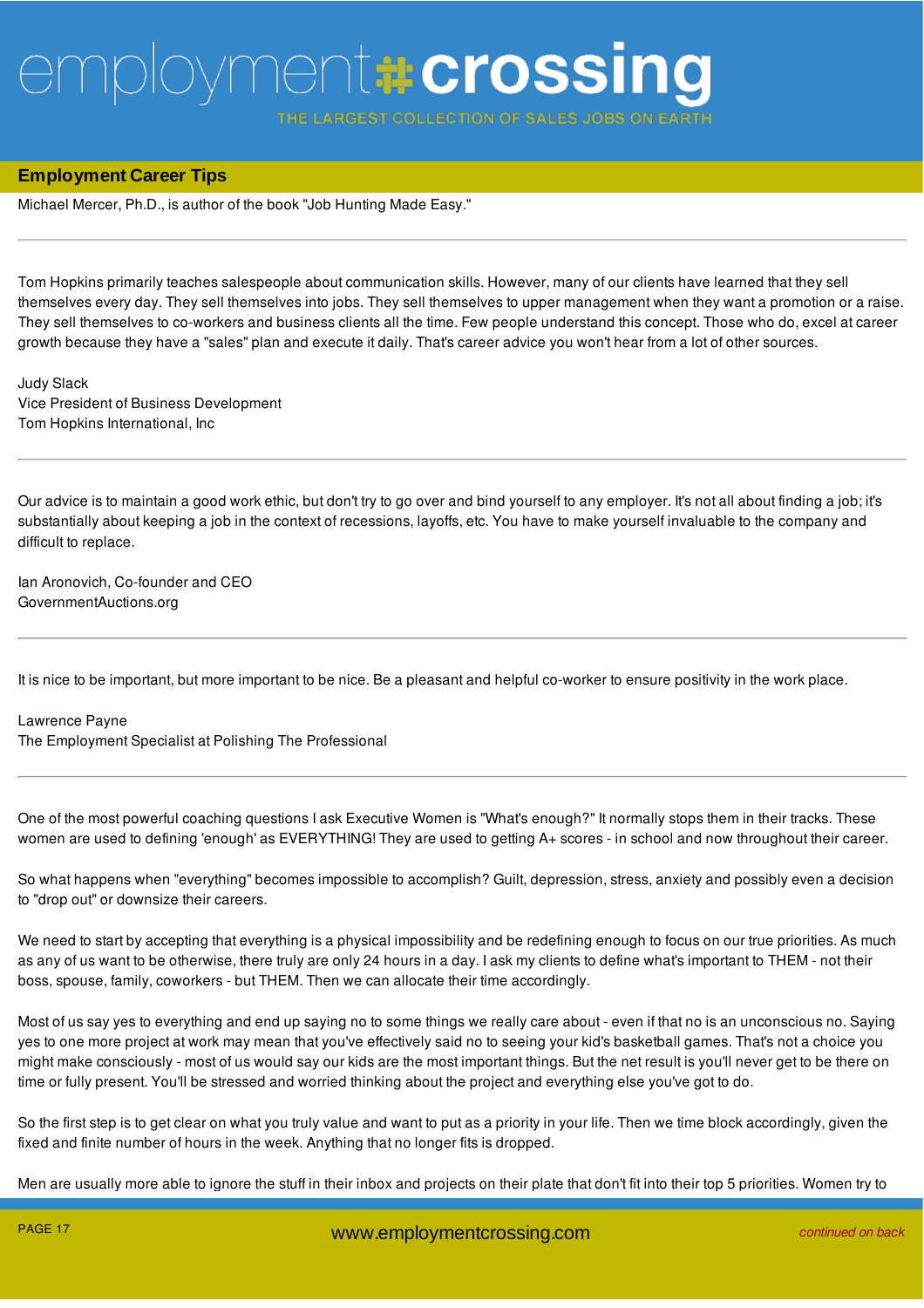## Employment Career Tips

Michael Mercer, Ph.D., is author of the book "Job Hunting Made Easy."

---

Tom Hopkins primarily teaches salespeople about communication skills. However, many of our clients have learned that they sell themselves every day. They sell themselves into jobs. They sell themselves to upper management when they want a promotion or a raise. They sell themselves to co-workers and business clients all the time. Few people understand this concept. Those who do, excel at career growth because they have a "sales" plan and execute it daily. That's career advice you won't hear from a lot of other sources.

Judy Slack
Vice President of Business Development
Tom Hopkins International, Inc

---

Our advice is to maintain a good work ethic, but don't try to go over and bind yourself to any employer. It's not all about finding a job; it's substantially about keeping a job in the context of recessions, layoffs, etc. You have to make yourself invaluable to the company and difficult to replace.

Ian Aronovich, Co-founder and CEO
GovernmentAuctions.org

---

It is nice to be important, but more important to be nice. Be a pleasant and helpful co-worker to ensure positivity in the work place.

Lawrence Payne
The Employment Specialist at Polishing The Professional

---

One of the most powerful coaching questions I ask Executive Women is "What's enough?" It normally stops them in their tracks. These women are used to defining 'enough' as EVERYTHING! They are used to getting A+ scores - in school and now throughout their career.

So what happens when "everything" becomes impossible to accomplish? Guilt, depression, stress, anxiety and possibly even a decision to "drop out" or downsize their careers.

We need to start by accepting that everything is a physical impossibility and be redefining enough to focus on our true priorities. As much as any of us want to be otherwise, there truly are only 24 hours in a day. I ask my clients to define what's important to THEM - not their boss, spouse, family, coworkers - but THEM. Then we can allocate their time accordingly.

Most of us say yes to everything and end up saying no to some things we really care about - even if that no is an unconscious no. Saying yes to one more project at work may mean that you've effectively said no to seeing your kid's basketball games. That's not a choice you might make consciously - most of us would say our kids are the most important things. But the net result is you'll never get to be there on time or fully present. You'll be stressed and worried thinking about the project and everything else you've got to do.

So the first step is to get clear on what you truly value and want to put as a priority in your life. Then we time block accordingly, given the fixed and finite number of hours in the week. Anything that no longer fits is dropped.

Men are usually more able to ignore the stuff in their inbox and projects on their plate that don't fit into their top 5 priorities. Women try to

*continued on back*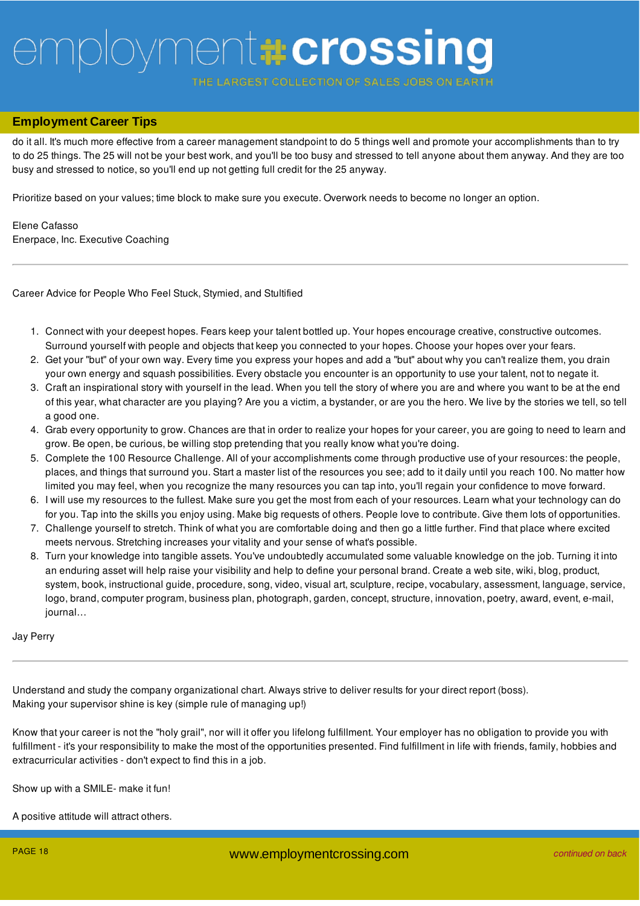do it all. It's much more effective from a career management standpoint to do 5 things well and promote your accomplishments than to try to do 25 things. The 25 will not be your best work, and you'll be too busy and stressed to tell anyone about them anyway. And they are too busy and stressed to notice, so you'll end up not getting full credit for the 25 anyway.

Prioritize based on your values; time block to make sure you execute. Overwork needs to become no longer an option.

Elene Cafasso
Enerpace, Inc. Executive Coaching

---

Career Advice for People Who Feel Stuck, Stymied, and Stultified

1. Connect with your deepest hopes. Fears keep your talent bottled up. Your hopes encourage creative, constructive outcomes. Surround yourself with people and objects that keep you connected to your hopes. Choose your hopes over your fears.
2. Get your "but" of your own way. Every time you express your hopes and add a "but" about why you can't realize them, you drain your own energy and squash possibilities. Every obstacle you encounter is an opportunity to use your talent, not to negate it.
3. Craft an inspirational story with yourself in the lead. When you tell the story of where you are and where you want to be at the end of this year, what character are you playing? Are you a victim, a bystander, or are you the hero. We live by the stories we tell, so tell a good one.
4. Grab every opportunity to grow. Chances are that in order to realize your hopes for your career, you are going to need to learn and grow. Be open, be curious, be willing stop pretending that you really know what you're doing.
5. Complete the 100 Resource Challenge. All of your accomplishments come through productive use of your resources: the people, places, and things that surround you. Start a master list of the resources you see; add to it daily until you reach 100. No matter how limited you may feel, when you recognize the many resources you can tap into, you'll regain your confidence to move forward.
6. I will use my resources to the fullest. Make sure you get the most from each of your resources. Learn what your technology can do for you. Tap into the skills you enjoy using. Make big requests of others. People love to contribute. Give them lots of opportunities.
7. Challenge yourself to stretch. Think of what you are comfortable doing and then go a little further. Find that place where excited meets nervous. Stretching increases your vitality and your sense of what's possible.
8. Turn your knowledge into tangible assets. You've undoubtedly accumulated some valuable knowledge on the job. Turning it into an enduring asset will help raise your visibility and help to define your personal brand. Create a web site, wiki, blog, product, system, book, instructional guide, procedure, song, video, visual art, sculpture, recipe, vocabulary, assessment, language, service, logo, brand, computer program, business plan, photograph, garden, concept, structure, innovation, poetry, award, event, e-mail, journal…

Jay Perry

---

Understand and study the company organizational chart. Always strive to deliver results for your direct report (boss). Making your supervisor shine is key (simple rule of managing up!)

Know that your career is not the "holy grail", nor will it offer you lifelong fulfillment. Your employer has no obligation to provide you with fulfillment - it's your responsibility to make the most of the opportunities presented. Find fulfillment in life with friends, family, hobbies and extracurricular activities - don't expect to find this in a job.

Show up with a SMILE- make it fun!

A positive attitude will attract others.

*continued on back*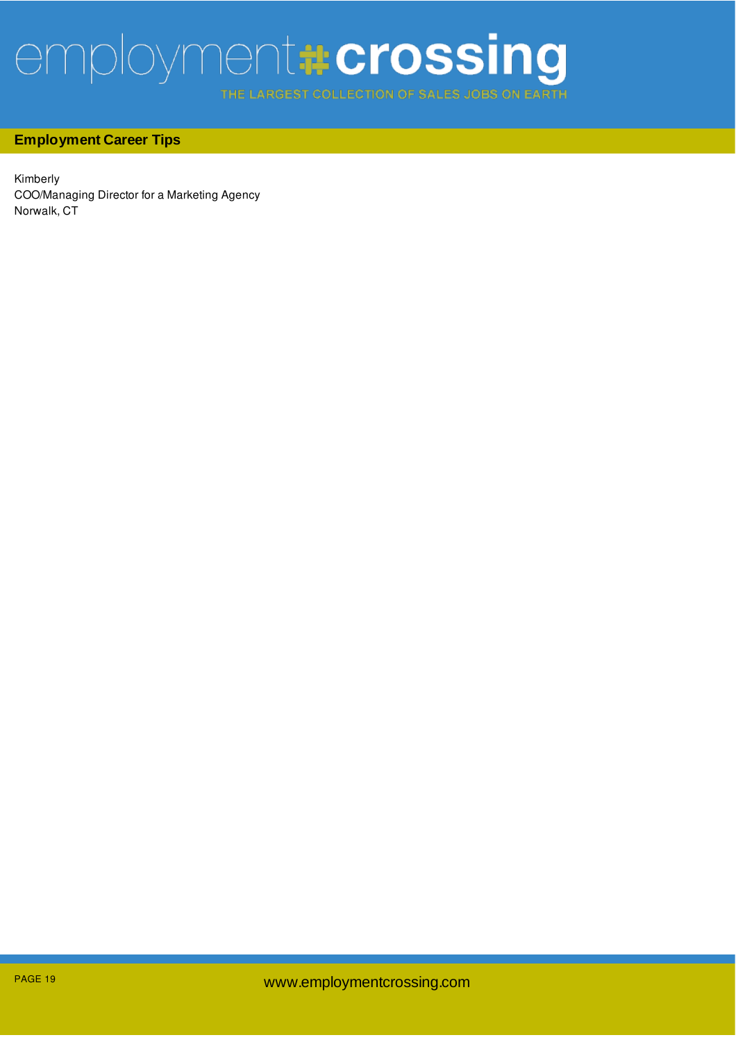Kimberly
COO/Managing Director for a Marketing Agency
Norwalk, CT